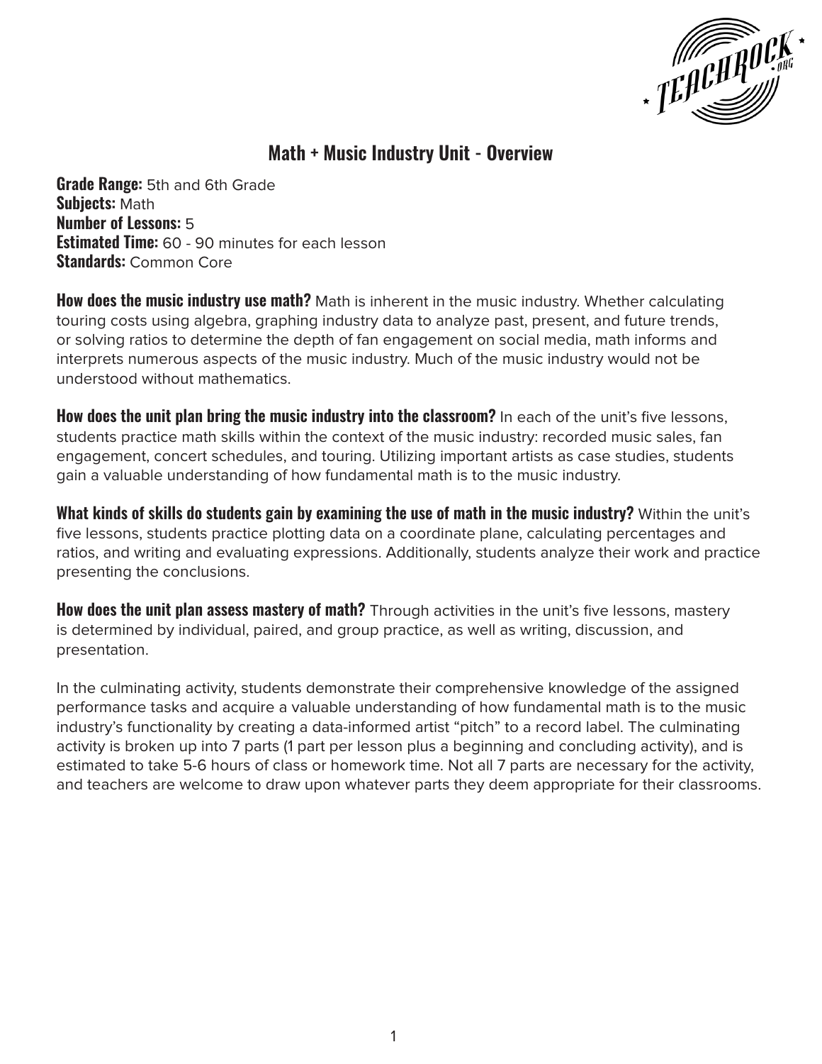# Math + Music Industry Unit - Overview

**Grade Range:** 5th and 6th Grade
**Subjects:** Math
**Number of Lessons:** 5
**Estimated Time:** 60 - 90 minutes for each lesson
**Standards:** Common Core

**How does the music industry use math?** Math is inherent in the music industry. Whether calculating touring costs using algebra, graphing industry data to analyze past, present, and future trends, or solving ratios to determine the depth of fan engagement on social media, math informs and interprets numerous aspects of the music industry. Much of the music industry would not be understood without mathematics.

**How does the unit plan bring the music industry into the classroom?** In each of the unit's five lessons, students practice math skills within the context of the music industry: recorded music sales, fan engagement, concert schedules, and touring. Utilizing important artists as case studies, students gain a valuable understanding of how fundamental math is to the music industry.

**What kinds of skills do students gain by examining the use of math in the music industry?** Within the unit's five lessons, students practice plotting data on a coordinate plane, calculating percentages and ratios, and writing and evaluating expressions. Additionally, students analyze their work and practice presenting the conclusions.

**How does the unit plan assess mastery of math?** Through activities in the unit's five lessons, mastery is determined by individual, paired, and group practice, as well as writing, discussion, and presentation.

In the culminating activity, students demonstrate their comprehensive knowledge of the assigned performance tasks and acquire a valuable understanding of how fundamental math is to the music industry's functionality by creating a data-informed artist "pitch" to a record label. The culminating activity is broken up into 7 parts (1 part per lesson plus a beginning and concluding activity), and is estimated to take 5-6 hours of class or homework time. Not all 7 parts are necessary for the activity, and teachers are welcome to draw upon whatever parts they deem appropriate for their classrooms.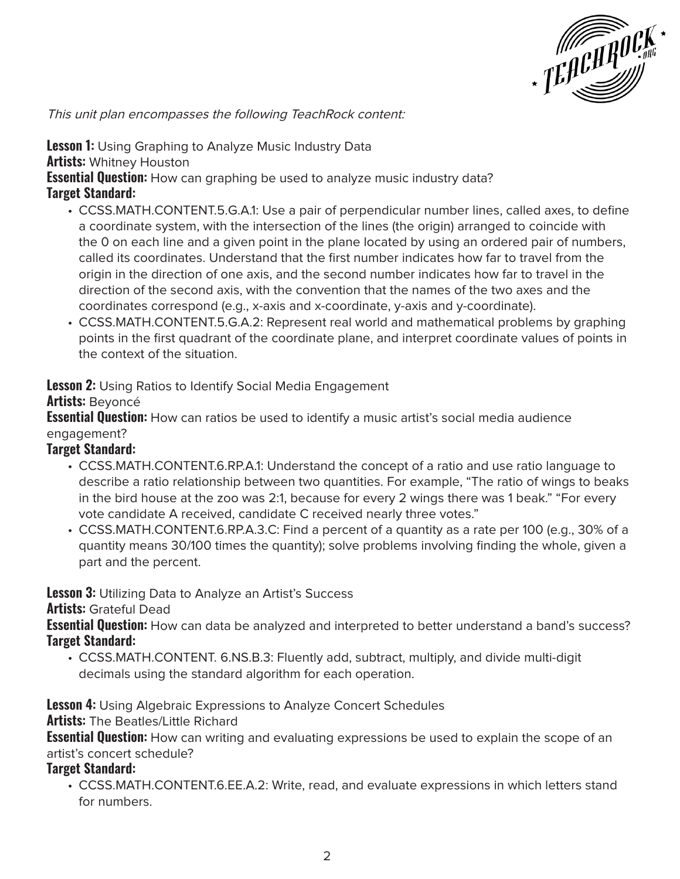*This unit plan encompasses the following TeachRock content:*

**Lesson 1:** Using Graphing to Analyze Music Industry Data
**Artists:** Whitney Houston
**Essential Question:** How can graphing be used to analyze music industry data?
**Target Standard:**

- CCSS.MATH.CONTENT.5.G.A.1: Use a pair of perpendicular number lines, called axes, to define a coordinate system, with the intersection of the lines (the origin) arranged to coincide with the 0 on each line and a given point in the plane located by using an ordered pair of numbers, called its coordinates. Understand that the first number indicates how far to travel from the origin in the direction of one axis, and the second number indicates how far to travel in the direction of the second axis, with the convention that the names of the two axes and the coordinates correspond (e.g., x-axis and x-coordinate, y-axis and y-coordinate).
- CCSS.MATH.CONTENT.5.G.A.2: Represent real world and mathematical problems by graphing points in the first quadrant of the coordinate plane, and interpret coordinate values of points in the context of the situation.

**Lesson 2:** Using Ratios to Identify Social Media Engagement
**Artists:** Beyoncé
**Essential Question:** How can ratios be used to identify a music artist's social media audience engagement?
**Target Standard:**

- CCSS.MATH.CONTENT.6.RP.A.1: Understand the concept of a ratio and use ratio language to describe a ratio relationship between two quantities. For example, "The ratio of wings to beaks in the bird house at the zoo was 2:1, because for every 2 wings there was 1 beak." "For every vote candidate A received, candidate C received nearly three votes."
- CCSS.MATH.CONTENT.6.RP.A.3.C: Find a percent of a quantity as a rate per 100 (e.g., 30% of a quantity means 30/100 times the quantity); solve problems involving finding the whole, given a part and the percent.

**Lesson 3:** Utilizing Data to Analyze an Artist's Success
**Artists:** Grateful Dead
**Essential Question:** How can data be analyzed and interpreted to better understand a band's success?
**Target Standard:**

- CCSS.MATH.CONTENT. 6.NS.B.3: Fluently add, subtract, multiply, and divide multi-digit decimals using the standard algorithm for each operation.

**Lesson 4:** Using Algebraic Expressions to Analyze Concert Schedules
**Artists:** The Beatles/Little Richard
**Essential Question:** How can writing and evaluating expressions be used to explain the scope of an artist's concert schedule?
**Target Standard:**

- CCSS.MATH.CONTENT.6.EE.A.2: Write, read, and evaluate expressions in which letters stand for numbers.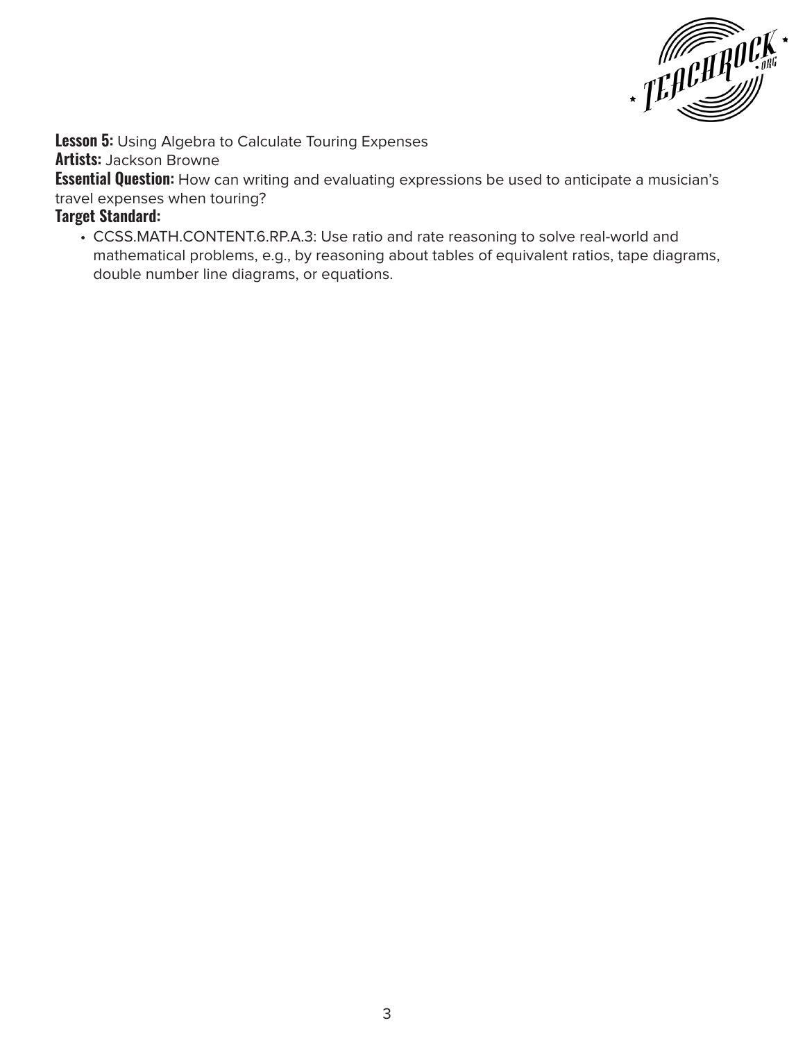**Lesson 5:** Using Algebra to Calculate Touring Expenses
**Artists:** Jackson Browne
**Essential Question:** How can writing and evaluating expressions be used to anticipate a musician's travel expenses when touring?

**Target Standard:**

- CCSS.MATH.CONTENT.6.RP.A.3: Use ratio and rate reasoning to solve real-world and mathematical problems, e.g., by reasoning about tables of equivalent ratios, tape diagrams, double number line diagrams, or equations.